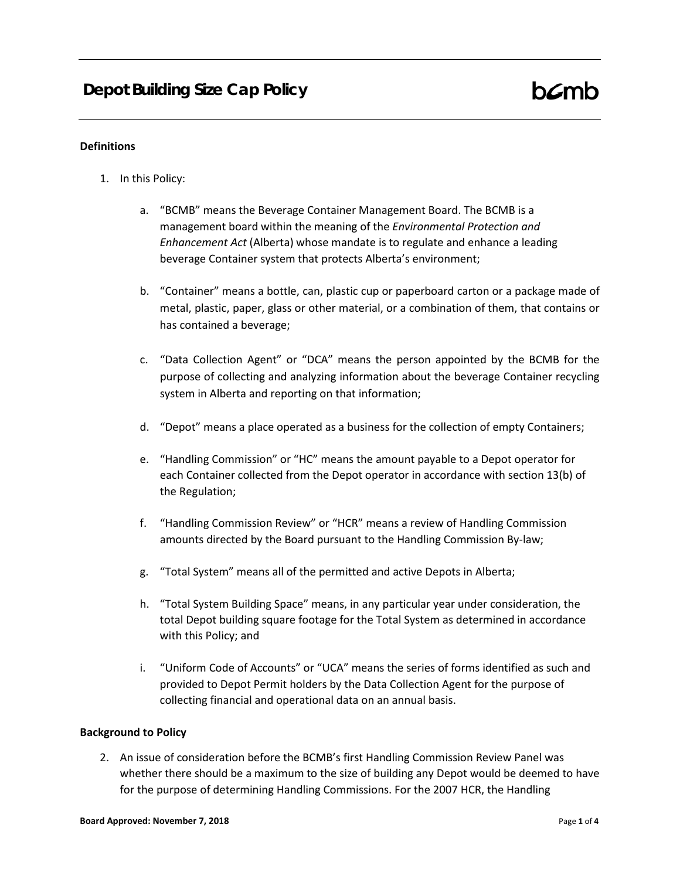# Depot Building Size Cap Policy

bcmb

## Definitions

1. In this Policy:

   a. "BCMB" means the Beverage Container Management Board. The BCMB is a management board within the meaning of the *Environmental Protection and Enhancement Act* (Alberta) whose mandate is to regulate and enhance a leading beverage Container system that protects Alberta's environment;

   b. "Container" means a bottle, can, plastic cup or paperboard carton or a package made of metal, plastic, paper, glass or other material, or a combination of them, that contains or has contained a beverage;

   c. "Data Collection Agent" or "DCA" means the person appointed by the BCMB for the purpose of collecting and analyzing information about the beverage Container recycling system in Alberta and reporting on that information;

   d. "Depot" means a place operated as a business for the collection of empty Containers;

   e. "Handling Commission" or "HC" means the amount payable to a Depot operator for each Container collected from the Depot operator in accordance with section 13(b) of the Regulation;

   f. "Handling Commission Review" or "HCR" means a review of Handling Commission amounts directed by the Board pursuant to the Handling Commission By-law;

   g. "Total System" means all of the permitted and active Depots in Alberta;

   h. "Total System Building Space" means, in any particular year under consideration, the total Depot building square footage for the Total System as determined in accordance with this Policy; and

   i. "Uniform Code of Accounts" or "UCA" means the series of forms identified as such and provided to Depot Permit holders by the Data Collection Agent for the purpose of collecting financial and operational data on an annual basis.

## Background to Policy

2. An issue of consideration before the BCMB's first Handling Commission Review Panel was whether there should be a maximum to the size of building any Depot would be deemed to have for the purpose of determining Handling Commissions. For the 2007 HCR, the Handling

**Board Approved: November 7, 2018**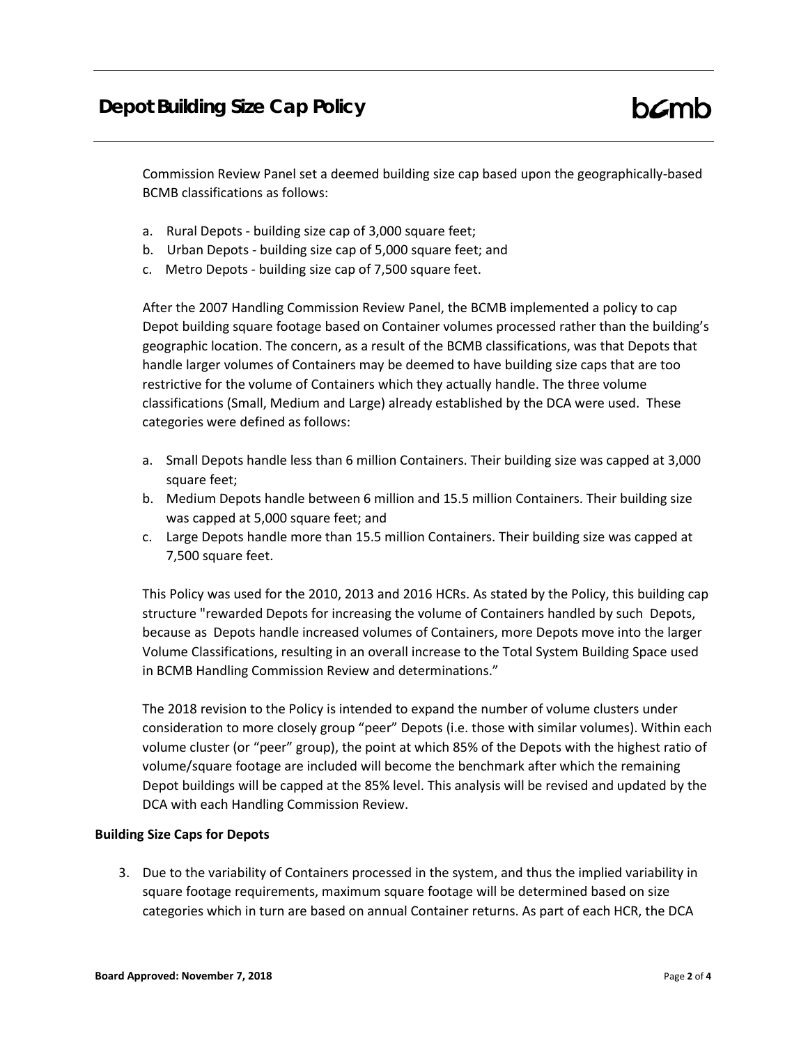Commission Review Panel set a deemed building size cap based upon the geographically-based BCMB classifications as follows:

a. Rural Depots - building size cap of 3,000 square feet;
b. Urban Depots - building size cap of 5,000 square feet; and
c. Metro Depots - building size cap of 7,500 square feet.

After the 2007 Handling Commission Review Panel, the BCMB implemented a policy to cap Depot building square footage based on Container volumes processed rather than the building's geographic location. The concern, as a result of the BCMB classifications, was that Depots that handle larger volumes of Containers may be deemed to have building size caps that are too restrictive for the volume of Containers which they actually handle. The three volume classifications (Small, Medium and Large) already established by the DCA were used. These categories were defined as follows:

a. Small Depots handle less than 6 million Containers. Their building size was capped at 3,000 square feet;
b. Medium Depots handle between 6 million and 15.5 million Containers. Their building size was capped at 5,000 square feet; and
c. Large Depots handle more than 15.5 million Containers. Their building size was capped at 7,500 square feet.

This Policy was used for the 2010, 2013 and 2016 HCRs. As stated by the Policy, this building cap structure "rewarded Depots for increasing the volume of Containers handled by such Depots, because as Depots handle increased volumes of Containers, more Depots move into the larger Volume Classifications, resulting in an overall increase to the Total System Building Space used in BCMB Handling Commission Review and determinations."

The 2018 revision to the Policy is intended to expand the number of volume clusters under consideration to more closely group "peer" Depots (i.e. those with similar volumes). Within each volume cluster (or "peer" group), the point at which 85% of the Depots with the highest ratio of volume/square footage are included will become the benchmark after which the remaining Depot buildings will be capped at the 85% level. This analysis will be revised and updated by the DCA with each Handling Commission Review.

**Building Size Caps for Depots**

3. Due to the variability of Containers processed in the system, and thus the implied variability in square footage requirements, maximum square footage will be determined based on size categories which in turn are based on annual Container returns. As part of each HCR, the DCA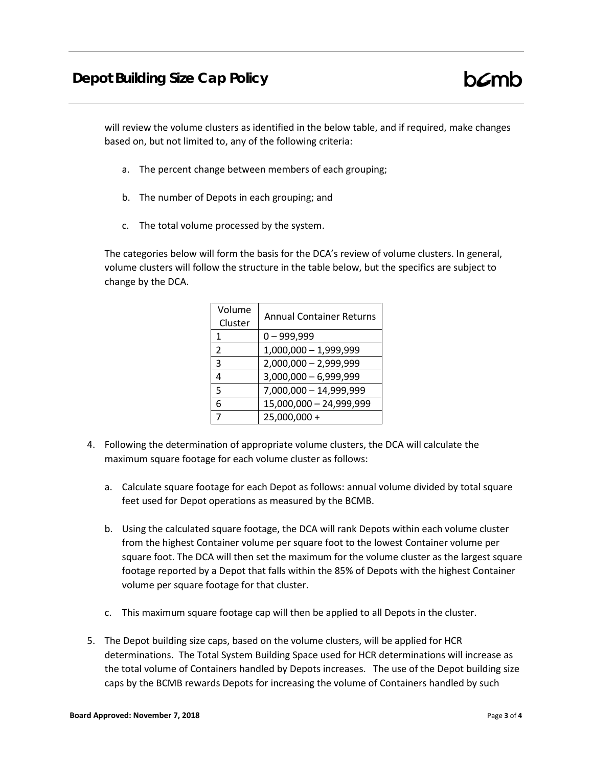will review the volume clusters as identified in the below table, and if required, make changes based on, but not limited to, any of the following criteria:

a. The percent change between members of each grouping;

b. The number of Depots in each grouping; and

c. The total volume processed by the system.

The categories below will form the basis for the DCA's review of volume clusters. In general, volume clusters will follow the structure in the table below, but the specifics are subject to change by the DCA.

| Volume Cluster | Annual Container Returns |
|---|---|
| 1 | 0 – 999,999 |
| 2 | 1,000,000 – 1,999,999 |
| 3 | 2,000,000 – 2,999,999 |
| 4 | 3,000,000 – 6,999,999 |
| 5 | 7,000,000 – 14,999,999 |
| 6 | 15,000,000 – 24,999,999 |
| 7 | 25,000,000 + |

4. Following the determination of appropriate volume clusters, the DCA will calculate the maximum square footage for each volume cluster as follows:

   a. Calculate square footage for each Depot as follows: annual volume divided by total square feet used for Depot operations as measured by the BCMB.

   b. Using the calculated square footage, the DCA will rank Depots within each volume cluster from the highest Container volume per square foot to the lowest Container volume per square foot. The DCA will then set the maximum for the volume cluster as the largest square footage reported by a Depot that falls within the 85% of Depots with the highest Container volume per square footage for that cluster.

   c. This maximum square footage cap will then be applied to all Depots in the cluster.

5. The Depot building size caps, based on the volume clusters, will be applied for HCR determinations. The Total System Building Space used for HCR determinations will increase as the total volume of Containers handled by Depots increases. The use of the Depot building size caps by the BCMB rewards Depots for increasing the volume of Containers handled by such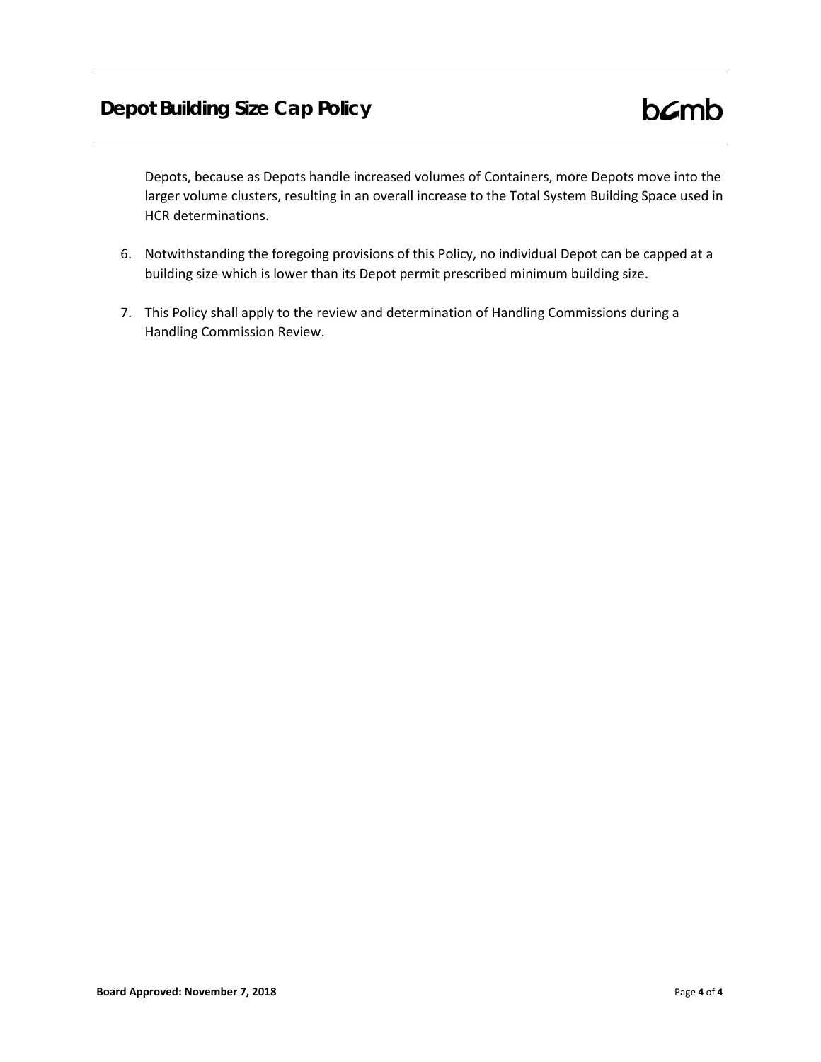Depots, because as Depots handle increased volumes of Containers, more Depots move into the larger volume clusters, resulting in an overall increase to the Total System Building Space used in HCR determinations.

6. Notwithstanding the foregoing provisions of this Policy, no individual Depot can be capped at a building size which is lower than its Depot permit prescribed minimum building size.

7. This Policy shall apply to the review and determination of Handling Commissions during a Handling Commission Review.